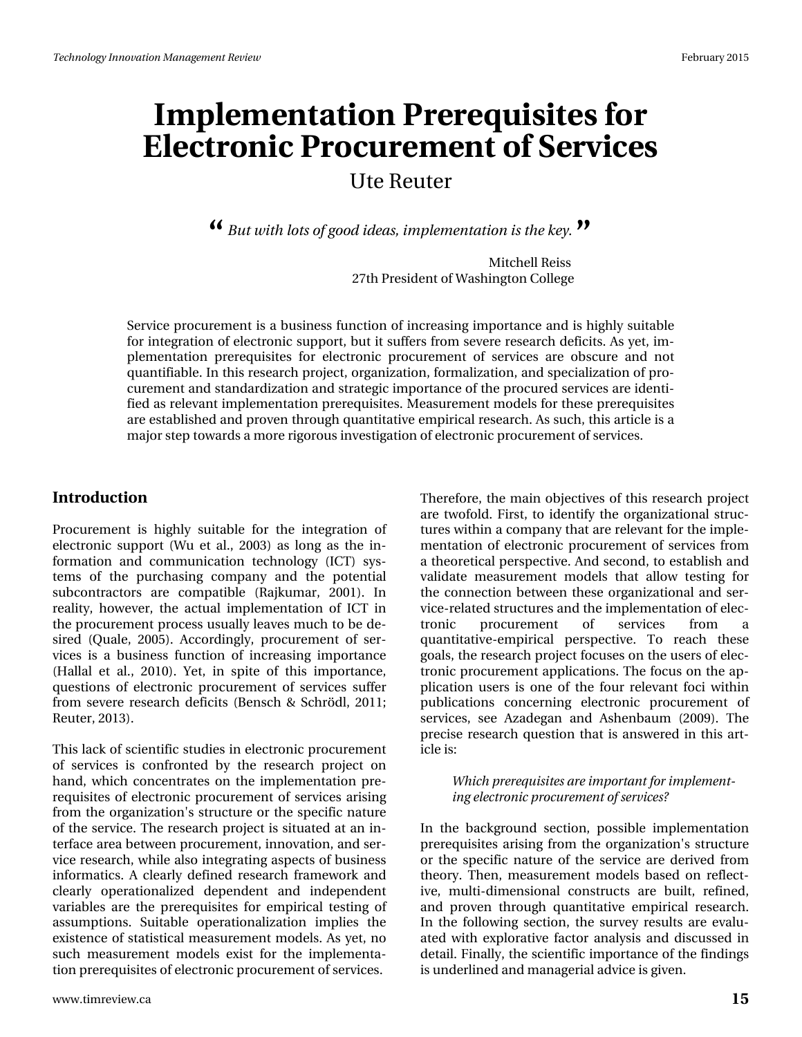# Implementation Prerequisites for Electronic Procurement of Services

Ute Reuter

> *" But with lots of good ideas, implementation is the key. "*
>
> Mitchell Reiss
> 27th President of Washington College

Service procurement is a business function of increasing importance and is highly suitable for integration of electronic support, but it suffers from severe research deficits. As yet, implementation prerequisites for electronic procurement of services are obscure and not quantifiable. In this research project, organization, formalization, and specialization of procurement and standardization and strategic importance of the procured services are identified as relevant implementation prerequisites. Measurement models for these prerequisites are established and proven through quantitative empirical research. As such, this article is a major step towards a more rigorous investigation of electronic procurement of services.

## Introduction

Procurement is highly suitable for the integration of electronic support (Wu et al., 2003) as long as the information and communication technology (ICT) systems of the purchasing company and the potential subcontractors are compatible (Rajkumar, 2001). In reality, however, the actual implementation of ICT in the procurement process usually leaves much to be desired (Quale, 2005). Accordingly, procurement of services is a business function of increasing importance (Hallal et al., 2010). Yet, in spite of this importance, questions of electronic procurement of services suffer from severe research deficits (Bensch & Schrödl, 2011; Reuter, 2013).

This lack of scientific studies in electronic procurement of services is confronted by the research project on hand, which concentrates on the implementation prerequisites of electronic procurement of services arising from the organization's structure or the specific nature of the service. The research project is situated at an interface area between procurement, innovation, and service research, while also integrating aspects of business informatics. A clearly defined research framework and clearly operationalized dependent and independent variables are the prerequisites for empirical testing of assumptions. Suitable operationalization implies the existence of statistical measurement models. As yet, no such measurement models exist for the implementation prerequisites of electronic procurement of services.

Therefore, the main objectives of this research project are twofold. First, to identify the organizational structures within a company that are relevant for the implementation of electronic procurement of services from a theoretical perspective. And second, to establish and validate measurement models that allow testing for the connection between these organizational and service-related structures and the implementation of electronic procurement of services from a quantitative-empirical perspective. To reach these goals, the research project focuses on the users of electronic procurement applications. The focus on the application users is one of the four relevant foci within publications concerning electronic procurement of services, see Azadegan and Ashenbaum (2009). The precise research question that is answered in this article is:

> *Which prerequisites are important for implementing electronic procurement of services?*

In the background section, possible implementation prerequisites arising from the organization's structure or the specific nature of the service are derived from theory. Then, measurement models based on reflective, multi-dimensional constructs are built, refined, and proven through quantitative empirical research. In the following section, the survey results are evaluated with explorative factor analysis and discussed in detail. Finally, the scientific importance of the findings is underlined and managerial advice is given.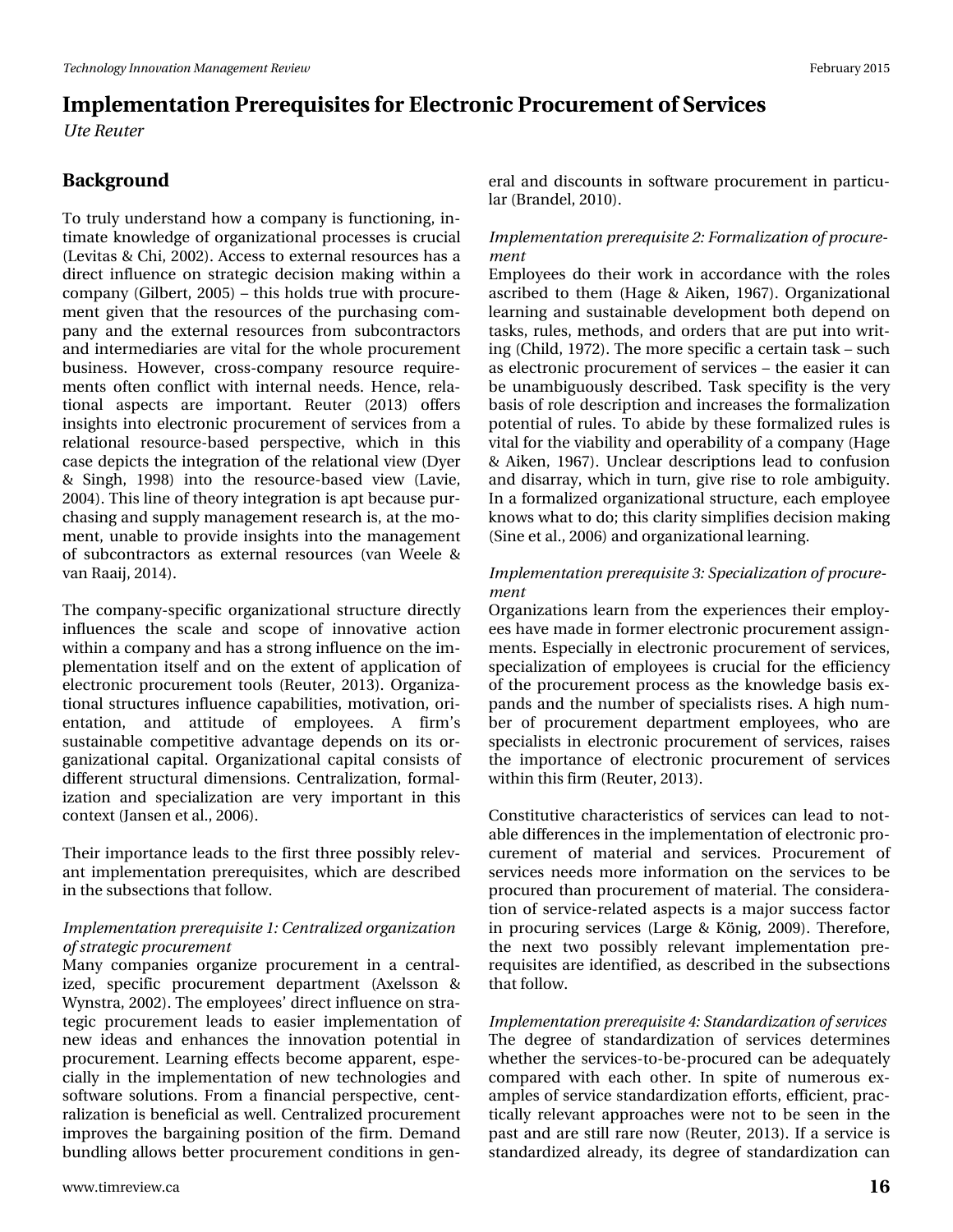# Implementation Prerequisites for Electronic Procurement of Services

*Ute Reuter*

## Background

To truly understand how a company is functioning, intimate knowledge of organizational processes is crucial (Levitas & Chi, 2002). Access to external resources has a direct influence on strategic decision making within a company (Gilbert, 2005) – this holds true with procurement given that the resources of the purchasing company and the external resources from subcontractors and intermediaries are vital for the whole procurement business. However, cross-company resource requirements often conflict with internal needs. Hence, relational aspects are important. Reuter (2013) offers insights into electronic procurement of services from a relational resource-based perspective, which in this case depicts the integration of the relational view (Dyer & Singh, 1998) into the resource-based view (Lavie, 2004). This line of theory integration is apt because purchasing and supply management research is, at the moment, unable to provide insights into the management of subcontractors as external resources (van Weele & van Raaij, 2014).

The company-specific organizational structure directly influences the scale and scope of innovative action within a company and has a strong influence on the implementation itself and on the extent of application of electronic procurement tools (Reuter, 2013). Organizational structures influence capabilities, motivation, orientation, and attitude of employees. A firm's sustainable competitive advantage depends on its organizational capital. Organizational capital consists of different structural dimensions. Centralization, formalization and specialization are very important in this context (Jansen et al., 2006).

Their importance leads to the first three possibly relevant implementation prerequisites, which are described in the subsections that follow.

*Implementation prerequisite 1: Centralized organization of strategic procurement*

Many companies organize procurement in a centralized, specific procurement department (Axelsson & Wynstra, 2002). The employees' direct influence on strategic procurement leads to easier implementation of new ideas and enhances the innovation potential in procurement. Learning effects become apparent, especially in the implementation of new technologies and software solutions. From a financial perspective, centralization is beneficial as well. Centralized procurement improves the bargaining position of the firm. Demand bundling allows better procurement conditions in general and discounts in software procurement in particular (Brandel, 2010).

*Implementation prerequisite 2: Formalization of procurement*

Employees do their work in accordance with the roles ascribed to them (Hage & Aiken, 1967). Organizational learning and sustainable development both depend on tasks, rules, methods, and orders that are put into writing (Child, 1972). The more specific a certain task – such as electronic procurement of services – the easier it can be unambiguously described. Task specifity is the very basis of role description and increases the formalization potential of rules. To abide by these formalized rules is vital for the viability and operability of a company (Hage & Aiken, 1967). Unclear descriptions lead to confusion and disarray, which in turn, give rise to role ambiguity. In a formalized organizational structure, each employee knows what to do; this clarity simplifies decision making (Sine et al., 2006) and organizational learning.

*Implementation prerequisite 3: Specialization of procurement*

Organizations learn from the experiences their employees have made in former electronic procurement assignments. Especially in electronic procurement of services, specialization of employees is crucial for the efficiency of the procurement process as the knowledge basis expands and the number of specialists rises. A high number of procurement department employees, who are specialists in electronic procurement of services, raises the importance of electronic procurement of services within this firm (Reuter, 2013).

Constitutive characteristics of services can lead to notable differences in the implementation of electronic procurement of material and services. Procurement of services needs more information on the services to be procured than procurement of material. The consideration of service-related aspects is a major success factor in procuring services (Large & König, 2009). Therefore, the next two possibly relevant implementation prerequisites are identified, as described in the subsections that follow.

*Implementation prerequisite 4: Standardization of services*

The degree of standardization of services determines whether the services-to-be-procured can be adequately compared with each other. In spite of numerous examples of service standardization efforts, efficient, practically relevant approaches were not to be seen in the past and are still rare now (Reuter, 2013). If a service is standardized already, its degree of standardization can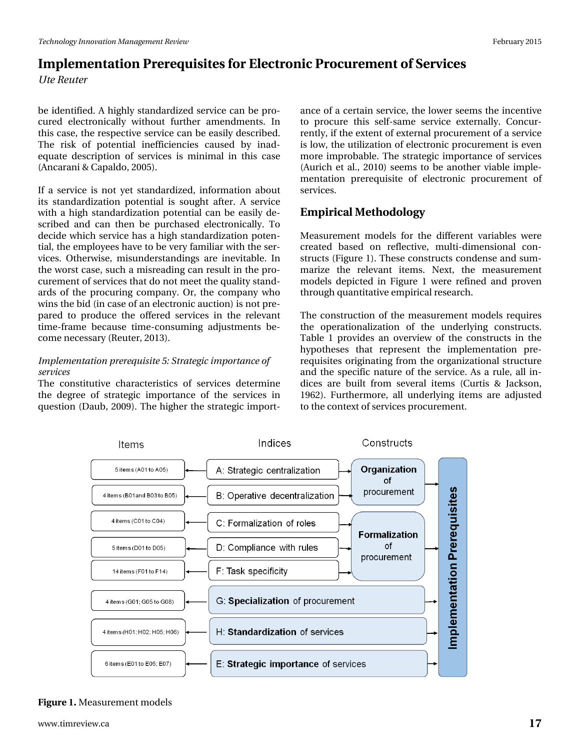be identified. A highly standardized service can be procured electronically without further amendments. In this case, the respective service can be easily described. The risk of potential inefficiencies caused by inadequate description of services is minimal in this case (Ancarani & Capaldo, 2005).

If a service is not yet standardized, information about its standardization potential is sought after. A service with a high standardization potential can be easily described and can then be purchased electronically. To decide which service has a high standardization potential, the employees have to be very familiar with the services. Otherwise, misunderstandings are inevitable. In the worst case, such a misreading can result in the procurement of services that do not meet the quality standards of the procuring company. Or, the company who wins the bid (in case of an electronic auction) is not prepared to produce the offered services in the relevant time-frame because time-consuming adjustments become necessary (Reuter, 2013).

*Implementation prerequisite 5: Strategic importance of services*

The constitutive characteristics of services determine the degree of strategic importance of the services in question (Daub, 2009). The higher the strategic importance of a certain service, the lower seems the incentive to procure this self-same service externally. Concurrently, if the extent of external procurement of a service is low, the utilization of electronic procurement is even more improbable. The strategic importance of services (Aurich et al., 2010) seems to be another viable implementation prerequisite of electronic procurement of services.

## Empirical Methodology

Measurement models for the different variables were created based on reflective, multi-dimensional constructs (Figure 1). These constructs condense and summarize the relevant items. Next, the measurement models depicted in Figure 1 were refined and proven through quantitative empirical research.

The construction of the measurement models requires the operationalization of the underlying constructs. Table 1 provides an overview of the constructs in the hypotheses that represent the implementation prerequisites originating from the organizational structure and the specific nature of the service. As a rule, all indices are built from several items (Curtis & Jackson, 1962). Furthermore, all underlying items are adjusted to the context of services procurement.

| Items | Indices | Constructs | |
|---|---|---|---|
| 5 items (A01 to A05) | A: Strategic centralization | Organization of procurement | Implementation Prerequisites |
| 4 items (B01and B03 to B05) | B: Operative decentralization | | |
| 4 items (C01 to C04) | C: Formalization of roles | Formalization of procurement | |
| 5 items (D01 to D05) | D: Compliance with rules | | |
| 14 items (F01 to F14) | F: Task specificity | | |
| 4 items (G01; G05 to G08) | G: **Specialization** of procurement | | |
| 4 items (H01; H02; H05; H06) | H: **Standardization** of services | | |
| 6 items (E01 to E05; E07) | E: **Strategic importance** of services | | |

**Figure 1.** Measurement models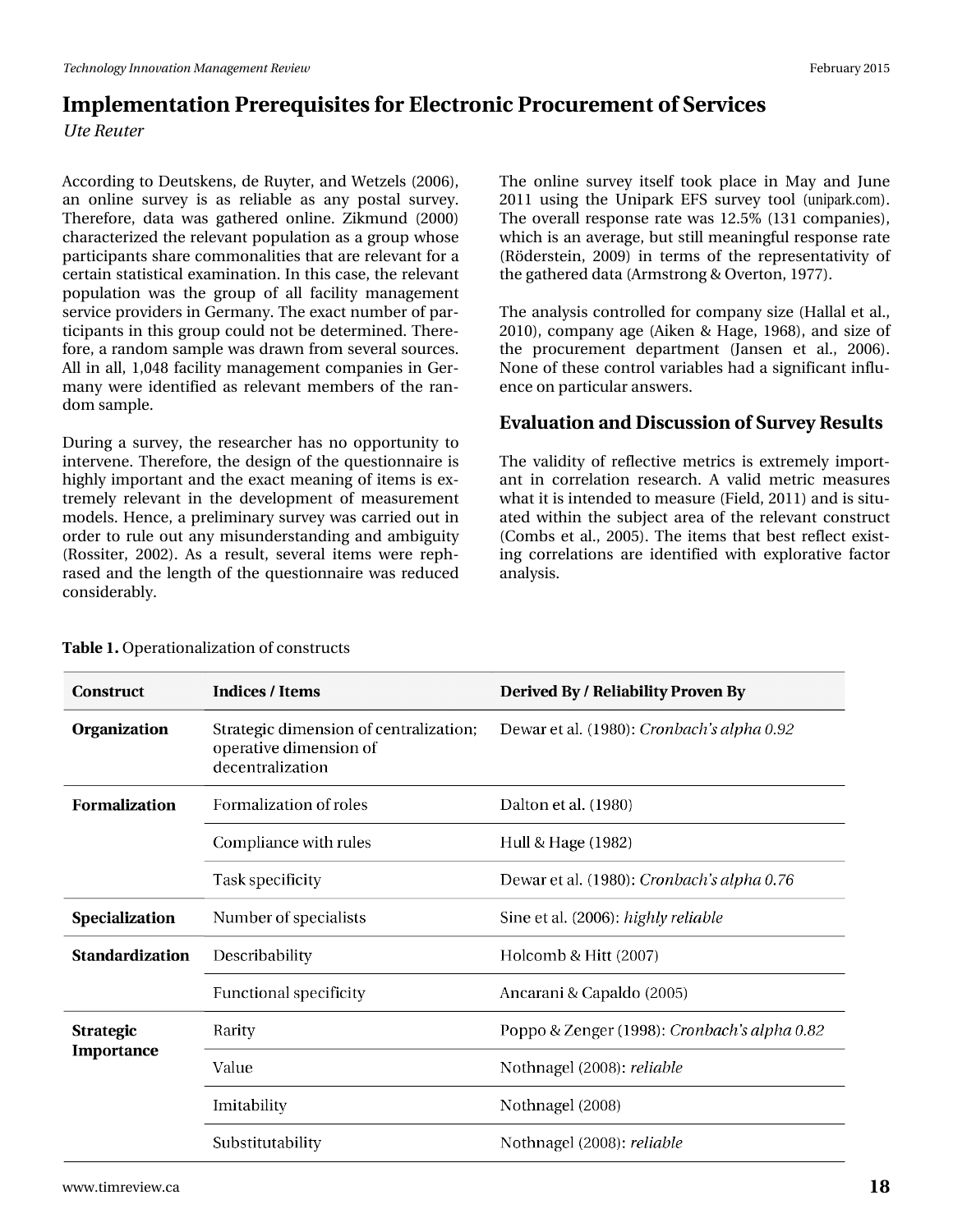According to Deutskens, de Ruyter, and Wetzels (2006), an online survey is as reliable as any postal survey. Therefore, data was gathered online. Zikmund (2000) characterized the relevant population as a group whose participants share commonalities that are relevant for a certain statistical examination. In this case, the relevant population was the group of all facility management service providers in Germany. The exact number of participants in this group could not be determined. Therefore, a random sample was drawn from several sources. All in all, 1,048 facility management companies in Germany were identified as relevant members of the random sample.

During a survey, the researcher has no opportunity to intervene. Therefore, the design of the questionnaire is highly important and the exact meaning of items is extremely relevant in the development of measurement models. Hence, a preliminary survey was carried out in order to rule out any misunderstanding and ambiguity (Rossiter, 2002). As a result, several items were rephrased and the length of the questionnaire was reduced considerably.

The online survey itself took place in May and June 2011 using the Unipark EFS survey tool (unipark.com). The overall response rate was 12.5% (131 companies), which is an average, but still meaningful response rate (Röderstein, 2009) in terms of the representativity of the gathered data (Armstrong & Overton, 1977).

The analysis controlled for company size (Hallal et al., 2010), company age (Aiken & Hage, 1968), and size of the procurement department (Jansen et al., 2006). None of these control variables had a significant influence on particular answers.

## Evaluation and Discussion of Survey Results

The validity of reflective metrics is extremely important in correlation research. A valid metric measures what it is intended to measure (Field, 2011) and is situated within the subject area of the relevant construct (Combs et al., 2005). The items that best reflect existing correlations are identified with explorative factor analysis.

**Table 1.** Operationalization of constructs

| Construct | Indices / Items | Derived By / Reliability Proven By |
|---|---|---|
| **Organization** | Strategic dimension of centralization; operative dimension of decentralization | Dewar et al. (1980): *Cronbach's alpha 0.92* |
| **Formalization** | Formalization of roles | Dalton et al. (1980) |
| | Compliance with rules | Hull & Hage (1982) |
| | Task specificity | Dewar et al. (1980): *Cronbach's alpha 0.76* |
| **Specialization** | Number of specialists | Sine et al. (2006): *highly reliable* |
| **Standardization** | Describability | Holcomb & Hitt (2007) |
| | Functional specificity | Ancarani & Capaldo (2005) |
| **Strategic Importance** | Rarity | Poppo & Zenger (1998): *Cronbach's alpha 0.82* |
| | Value | Nothnagel (2008): *reliable* |
| | Imitability | Nothnagel (2008) |
| | Substitutability | Nothnagel (2008): *reliable* |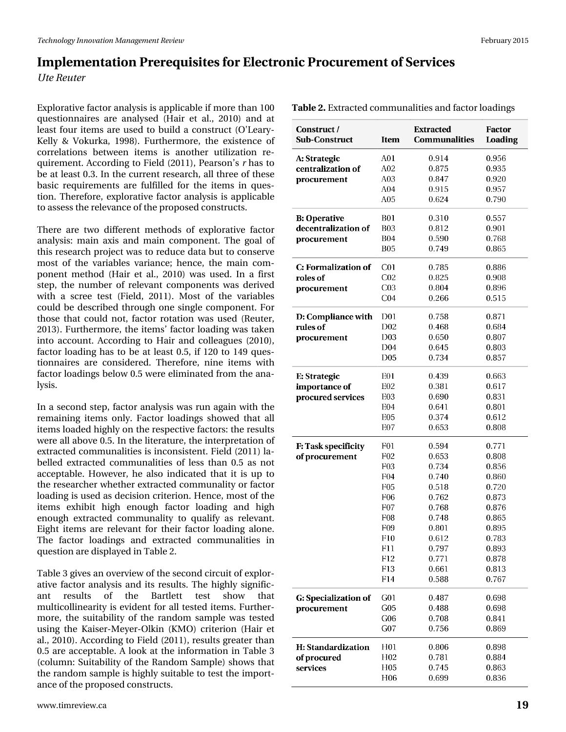Explorative factor analysis is applicable if more than 100 questionnaires are analysed (Hair et al., 2010) and at least four items are used to build a construct (O'Leary-Kelly & Vokurka, 1998). Furthermore, the existence of correlations between items is another utilization requirement. According to Field (2011), Pearson's *r* has to be at least 0.3. In the current research, all three of these basic requirements are fulfilled for the items in question. Therefore, explorative factor analysis is applicable to assess the relevance of the proposed constructs.

There are two different methods of explorative factor analysis: main axis and main component. The goal of this research project was to reduce data but to conserve most of the variables variance; hence, the main component method (Hair et al., 2010) was used. In a first step, the number of relevant components was derived with a scree test (Field, 2011). Most of the variables could be described through one single component. For those that could not, factor rotation was used (Reuter, 2013). Furthermore, the items' factor loading was taken into account. According to Hair and colleagues (2010), factor loading has to be at least 0.5, if 120 to 149 questionnaires are considered. Therefore, nine items with factor loadings below 0.5 were eliminated from the analysis.

In a second step, factor analysis was run again with the remaining items only. Factor loadings showed that all items loaded highly on the respective factors: the results were all above 0.5. In the literature, the interpretation of extracted communalities is inconsistent. Field (2011) labelled extracted communalities of less than 0.5 as not acceptable. However, he also indicated that it is up to the researcher whether extracted communality or factor loading is used as decision criterion. Hence, most of the items exhibit high enough factor loading and high enough extracted communality to qualify as relevant. Eight items are relevant for their factor loading alone. The factor loadings and extracted communalities in question are displayed in Table 2.

Table 3 gives an overview of the second circuit of explorative factor analysis and its results. The highly significant results of the Bartlett test show that multicollinearity is evident for all tested items. Furthermore, the suitability of the random sample was tested using the Kaiser-Meyer-Olkin (KMO) criterion (Hair et al., 2010). According to Field (2011), results greater than 0.5 are acceptable. A look at the information in Table 3 (column: Suitability of the Random Sample) shows that the random sample is highly suitable to test the importance of the proposed constructs.

**Table 2.** Extracted communalities and factor loadings

| Construct / Sub-Construct | Item | Extracted Communalities | Factor Loading |
|---|---|---|---|
| **A: Strategic centralization of procurement** | A01 | 0.914 | 0.956 |
| | A02 | 0.875 | 0.935 |
| | A03 | 0.847 | 0.920 |
| | A04 | 0.915 | 0.957 |
| | A05 | 0.624 | 0.790 |
| **B: Operative decentralization of procurement** | B01 | 0.310 | 0.557 |
| | B03 | 0.812 | 0.901 |
| | B04 | 0.590 | 0.768 |
| | B05 | 0.749 | 0.865 |
| **C: Formalization of roles of procurement** | C01 | 0.785 | 0.886 |
| | C02 | 0.825 | 0.908 |
| | C03 | 0.804 | 0.896 |
| | C04 | 0.266 | 0.515 |
| **D: Compliance with rules of procurement** | D01 | 0.758 | 0.871 |
| | D02 | 0.468 | 0.684 |
| | D03 | 0.650 | 0.807 |
| | D04 | 0.645 | 0.803 |
| | D05 | 0.734 | 0.857 |
| **E: Strategic importance of procured services** | E01 | 0.439 | 0.663 |
| | E02 | 0.381 | 0.617 |
| | E03 | 0.690 | 0.831 |
| | E04 | 0.641 | 0.801 |
| | E05 | 0.374 | 0.612 |
| | E07 | 0.653 | 0.808 |
| **F: Task specificity of procurement** | F01 | 0.594 | 0.771 |
| | F02 | 0.653 | 0.808 |
| | F03 | 0.734 | 0.856 |
| | F04 | 0.740 | 0.860 |
| | F05 | 0.518 | 0.720 |
| | F06 | 0.762 | 0.873 |
| | F07 | 0.768 | 0.876 |
| | F08 | 0.748 | 0.865 |
| | F09 | 0.801 | 0.895 |
| | F10 | 0.612 | 0.783 |
| | F11 | 0.797 | 0.893 |
| | F12 | 0.771 | 0.878 |
| | F13 | 0.661 | 0.813 |
| | F14 | 0.588 | 0.767 |
| **G: Specialization of procurement** | G01 | 0.487 | 0.698 |
| | G05 | 0.488 | 0.698 |
| | G06 | 0.708 | 0.841 |
| | G07 | 0.756 | 0.869 |
| **H: Standardization of procured services** | H01 | 0.806 | 0.898 |
| | H02 | 0.781 | 0.884 |
| | H05 | 0.745 | 0.863 |
| | H06 | 0.699 | 0.836 |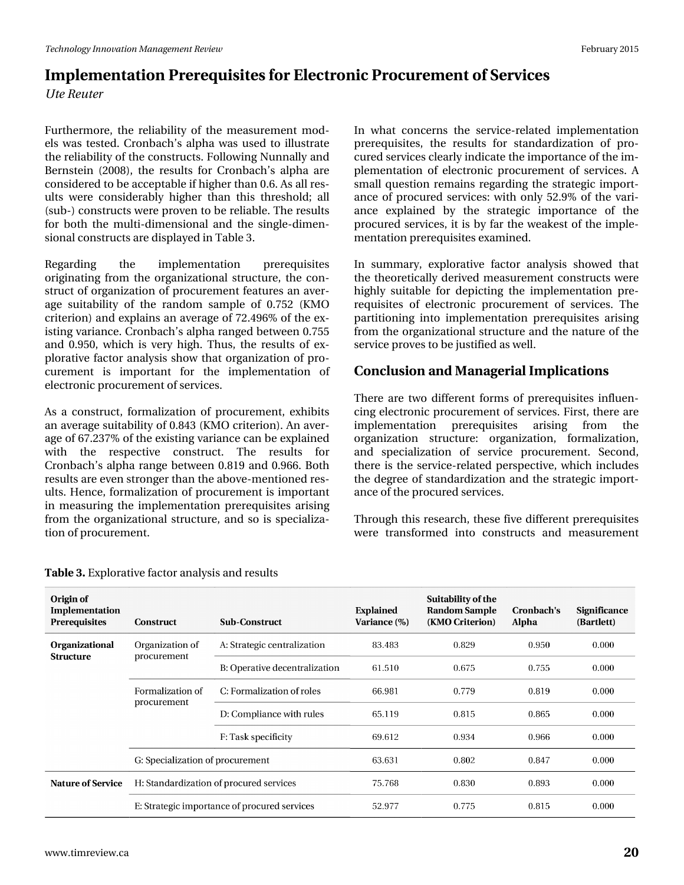Furthermore, the reliability of the measurement models was tested. Cronbach's alpha was used to illustrate the reliability of the constructs. Following Nunnally and Bernstein (2008), the results for Cronbach's alpha are considered to be acceptable if higher than 0.6. As all results were considerably higher than this threshold; all (sub-) constructs were proven to be reliable. The results for both the multi-dimensional and the single-dimensional constructs are displayed in Table 3.

Regarding the implementation prerequisites originating from the organizational structure, the construct of organization of procurement features an average suitability of the random sample of 0.752 (KMO criterion) and explains an average of 72.496% of the existing variance. Cronbach's alpha ranged between 0.755 and 0.950, which is very high. Thus, the results of explorative factor analysis show that organization of procurement is important for the implementation of electronic procurement of services.

As a construct, formalization of procurement, exhibits an average suitability of 0.843 (KMO criterion). An average of 67.237% of the existing variance can be explained with the respective construct. The results for Cronbach's alpha range between 0.819 and 0.966. Both results are even stronger than the above-mentioned results. Hence, formalization of procurement is important in measuring the implementation prerequisites arising from the organizational structure, and so is specialization of procurement.

In what concerns the service-related implementation prerequisites, the results for standardization of procured services clearly indicate the importance of the implementation of electronic procurement of services. A small question remains regarding the strategic importance of procured services: with only 52.9% of the variance explained by the strategic importance of the procured services, it is by far the weakest of the implementation prerequisites examined.

In summary, explorative factor analysis showed that the theoretically derived measurement constructs were highly suitable for depicting the implementation prerequisites of electronic procurement of services. The partitioning into implementation prerequisites arising from the organizational structure and the nature of the service proves to be justified as well.

## Conclusion and Managerial Implications

There are two different forms of prerequisites influencing electronic procurement of services. First, there are implementation prerequisites arising from the organization structure: organization, formalization, and specialization of service procurement. Second, there is the service-related perspective, which includes the degree of standardization and the strategic importance of the procured services.

Through this research, these five different prerequisites were transformed into constructs and measurement

**Table 3.** Explorative factor analysis and results

| Origin of Implementation Prerequisites | Construct | Sub-Construct | Explained Variance (%) | Suitability of the Random Sample (KMO Criterion) | Cronbach's Alpha | Significance (Bartlett) |
|---|---|---|---|---|---|---|
| **Organizational Structure** | Organization of procurement | A: Strategic centralization | 83.483 | 0.829 | 0.950 | 0.000 |
| | | B: Operative decentralization | 61.510 | 0.675 | 0.755 | 0.000 |
| | Formalization of procurement | C: Formalization of roles | 66.981 | 0.779 | 0.819 | 0.000 |
| | | D: Compliance with rules | 65.119 | 0.815 | 0.865 | 0.000 |
| | | F: Task specificity | 69.612 | 0.934 | 0.966 | 0.000 |
| | G: Specialization of procurement | | 63.631 | 0.802 | 0.847 | 0.000 |
| **Nature of Service** | H: Standardization of procured services | | 75.768 | 0.830 | 0.893 | 0.000 |
| | E: Strategic importance of procured services | | 52.977 | 0.775 | 0.815 | 0.000 |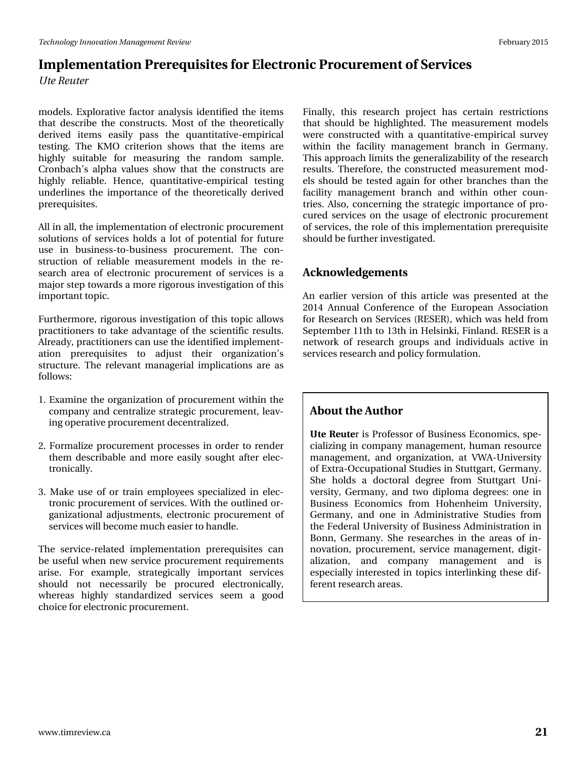models. Explorative factor analysis identified the items that describe the constructs. Most of the theoretically derived items easily pass the quantitative-empirical testing. The KMO criterion shows that the items are highly suitable for measuring the random sample. Cronbach's alpha values show that the constructs are highly reliable. Hence, quantitative-empirical testing underlines the importance of the theoretically derived prerequisites.

All in all, the implementation of electronic procurement solutions of services holds a lot of potential for future use in business-to-business procurement. The construction of reliable measurement models in the research area of electronic procurement of services is a major step towards a more rigorous investigation of this important topic.

Furthermore, rigorous investigation of this topic allows practitioners to take advantage of the scientific results. Already, practitioners can use the identified implementation prerequisites to adjust their organization's structure. The relevant managerial implications are as follows:

1. Examine the organization of procurement within the company and centralize strategic procurement, leaving operative procurement decentralized.

2. Formalize procurement processes in order to render them describable and more easily sought after electronically.

3. Make use of or train employees specialized in electronic procurement of services. With the outlined organizational adjustments, electronic procurement of services will become much easier to handle.

The service-related implementation prerequisites can be useful when new service procurement requirements arise. For example, strategically important services should not necessarily be procured electronically, whereas highly standardized services seem a good choice for electronic procurement.

Finally, this research project has certain restrictions that should be highlighted. The measurement models were constructed with a quantitative-empirical survey within the facility management branch in Germany. This approach limits the generalizability of the research results. Therefore, the constructed measurement models should be tested again for other branches than the facility management branch and within other countries. Also, concerning the strategic importance of procured services on the usage of electronic procurement of services, the role of this implementation prerequisite should be further investigated.

## Acknowledgements

An earlier version of this article was presented at the 2014 Annual Conference of the European Association for Research on Services (RESER), which was held from September 11th to 13th in Helsinki, Finland. RESER is a network of research groups and individuals active in services research and policy formulation.

## About the Author

**Ute Reuter** is Professor of Business Economics, specializing in company management, human resource management, and organization, at VWA-University of Extra-Occupational Studies in Stuttgart, Germany. She holds a doctoral degree from Stuttgart University, Germany, and two diploma degrees: one in Business Economics from Hohenheim University, Germany, and one in Administrative Studies from the Federal University of Business Administration in Bonn, Germany. She researches in the areas of innovation, procurement, service management, digitalization, and company management and is especially interested in topics interlinking these different research areas.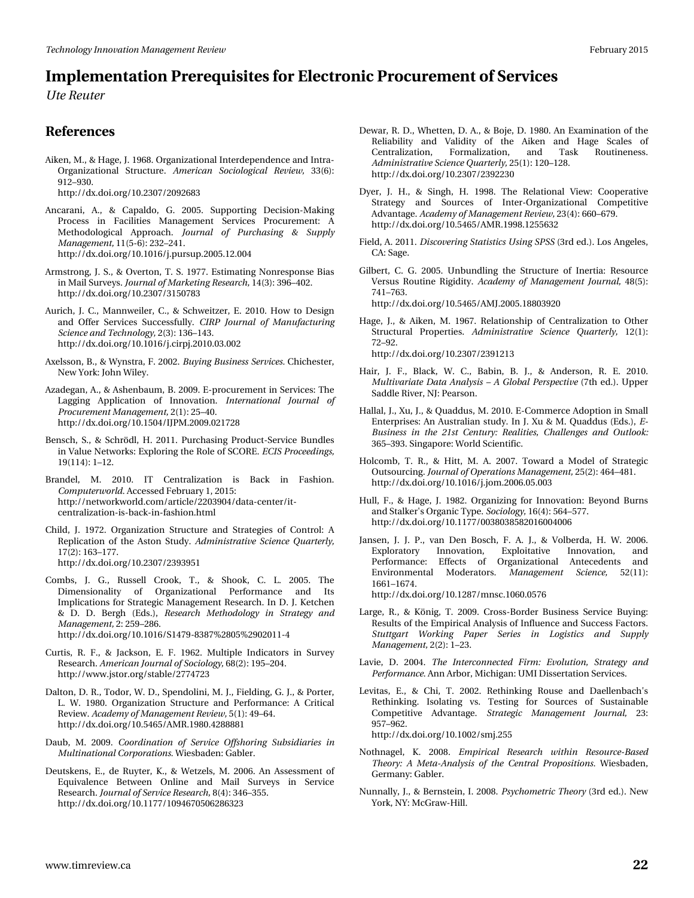# Implementation Prerequisites for Electronic Procurement of Services

*Ute Reuter*

## References

Aiken, M., & Hage, J. 1968. Organizational Interdependence and Intra-Organizational Structure. *American Sociological Review,* 33(6): 912–930.
http://dx.doi.org/10.2307/2092683

Ancarani, A., & Capaldo, G. 2005. Supporting Decision-Making Process in Facilities Management Services Procurement: A Methodological Approach. *Journal of Purchasing & Supply Management,* 11(5-6): 232–241.
http://dx.doi.org/10.1016/j.pursup.2005.12.004

Armstrong, J. S., & Overton, T. S. 1977. Estimating Nonresponse Bias in Mail Surveys. *Journal of Marketing Research,* 14(3): 396–402.
http://dx.doi.org/10.2307/3150783

Aurich, J. C., Mannweiler, C., & Schweitzer, E. 2010. How to Design and Offer Services Successfully. *CIRP Journal of Manufacturing Science and Technology,* 2(3): 136–143.
http://dx.doi.org/10.1016/j.cirpj.2010.03.002

Axelsson, B., & Wynstra, F. 2002. *Buying Business Services.* Chichester, New York: John Wiley.

Azadegan, A., & Ashenbaum, B. 2009. E-procurement in Services: The Lagging Application of Innovation. *International Journal of Procurement Management,* 2(1): 25–40.
http://dx.doi.org/10.1504/IJPM.2009.021728

Bensch, S., & Schrödl, H. 2011. Purchasing Product-Service Bundles in Value Networks: Exploring the Role of SCORE. *ECIS Proceedings,* 19(114): 1–12.

Brandel, M. 2010. IT Centralization is Back in Fashion. *Computerworld.* Accessed February 1, 2015:
http://networkworld.com/article/2203904/data-center/it-centralization-is-back-in-fashion.html

Child, J. 1972. Organization Structure and Strategies of Control: A Replication of the Aston Study. *Administrative Science Quarterly,* 17(2): 163–177.
http://dx.doi.org/10.2307/2393951

Combs, J. G., Russell Crook, T., & Shook, C. L. 2005. The Dimensionality of Organizational Performance and Its Implications for Strategic Management Research. In D. J. Ketchen & D. D. Bergh (Eds.), *Research Methodology in Strategy and Management,* 2: 259–286.
http://dx.doi.org/10.1016/S1479-8387%2805%2902011-4

Curtis, R. F., & Jackson, E. F. 1962. Multiple Indicators in Survey Research. *American Journal of Sociology,* 68(2): 195–204.
http://www.jstor.org/stable/2774723

Dalton, D. R., Todor, W. D., Spendolini, M. J., Fielding, G. J., & Porter, L. W. 1980. Organization Structure and Performance: A Critical Review. *Academy of Management Review,* 5(1): 49–64.
http://dx.doi.org/10.5465/AMR.1980.4288881

Daub, M. 2009. *Coordination of Service Offshoring Subsidiaries in Multinational Corporations.* Wiesbaden: Gabler.

Deutskens, E., de Ruyter, K., & Wetzels, M. 2006. An Assessment of Equivalence Between Online and Mail Surveys in Service Research. *Journal of Service Research,* 8(4): 346–355.
http://dx.doi.org/10.1177/1094670506286323

Dewar, R. D., Whetten, D. A., & Boje, D. 1980. An Examination of the Reliability and Validity of the Aiken and Hage Scales of Centralization, Formalization, and Task Routineness. *Administrative Science Quarterly,* 25(1): 120–128.
http://dx.doi.org/10.2307/2392230

Dyer, J. H., & Singh, H. 1998. The Relational View: Cooperative Strategy and Sources of Inter-Organizational Competitive Advantage. *Academy of Management Review,* 23(4): 660–679.
http://dx.doi.org/10.5465/AMR.1998.1255632

Field, A. 2011. *Discovering Statistics Using SPSS* (3rd ed.). Los Angeles, CA: Sage.

Gilbert, C. G. 2005. Unbundling the Structure of Inertia: Resource Versus Routine Rigidity. *Academy of Management Journal,* 48(5): 741–763.
http://dx.doi.org/10.5465/AMJ.2005.18803920

Hage, J., & Aiken, M. 1967. Relationship of Centralization to Other Structural Properties. *Administrative Science Quarterly,* 12(1): 72–92.
http://dx.doi.org/10.2307/2391213

Hair, J. F., Black, W. C., Babin, B. J., & Anderson, R. E. 2010. *Multivariate Data Analysis – A Global Perspective* (7th ed.). Upper Saddle River, NJ: Pearson.

Hallal, J., Xu, J., & Quaddus, M. 2010. E-Commerce Adoption in Small Enterprises: An Australian study. In J. Xu & M. Quaddus (Eds.), *E-Business in the 21st Century: Realities, Challenges and Outlook:* 365–393. Singapore: World Scientific.

Holcomb, T. R., & Hitt, M. A. 2007. Toward a Model of Strategic Outsourcing. *Journal of Operations Management,* 25(2): 464–481.
http://dx.doi.org/10.1016/j.jom.2006.05.003

Hull, F., & Hage, J. 1982. Organizing for Innovation: Beyond Burns and Stalker's Organic Type. *Sociology,* 16(4): 564–577.
http://dx.doi.org/10.1177/0038038582016004006

Jansen, J. J. P., van Den Bosch, F. A. J., & Volberda, H. W. 2006. Exploratory Innovation, Exploitative Innovation, and Performance: Effects of Organizational Antecedents and Environmental Moderators. *Management Science,* 52(11): 1661–1674.
http://dx.doi.org/10.1287/mnsc.1060.0576

Large, R., & König, T. 2009. Cross-Border Business Service Buying: Results of the Empirical Analysis of Influence and Success Factors. *Stuttgart Working Paper Series in Logistics and Supply Management,* 2(2): 1–23.

Lavie, D. 2004. *The Interconnected Firm: Evolution, Strategy and Performance.* Ann Arbor, Michigan: UMI Dissertation Services.

Levitas, E., & Chi, T. 2002. Rethinking Rouse and Daellenbach's Rethinking. Isolating vs. Testing for Sources of Sustainable Competitive Advantage. *Strategic Management Journal,* 23: 957–962.
http://dx.doi.org/10.1002/smj.255

Nothnagel, K. 2008. *Empirical Research within Resource-Based Theory: A Meta-Analysis of the Central Propositions.* Wiesbaden, Germany: Gabler.

Nunnally, J., & Bernstein, I. 2008. *Psychometric Theory* (3rd ed.). New York, NY: McGraw-Hill.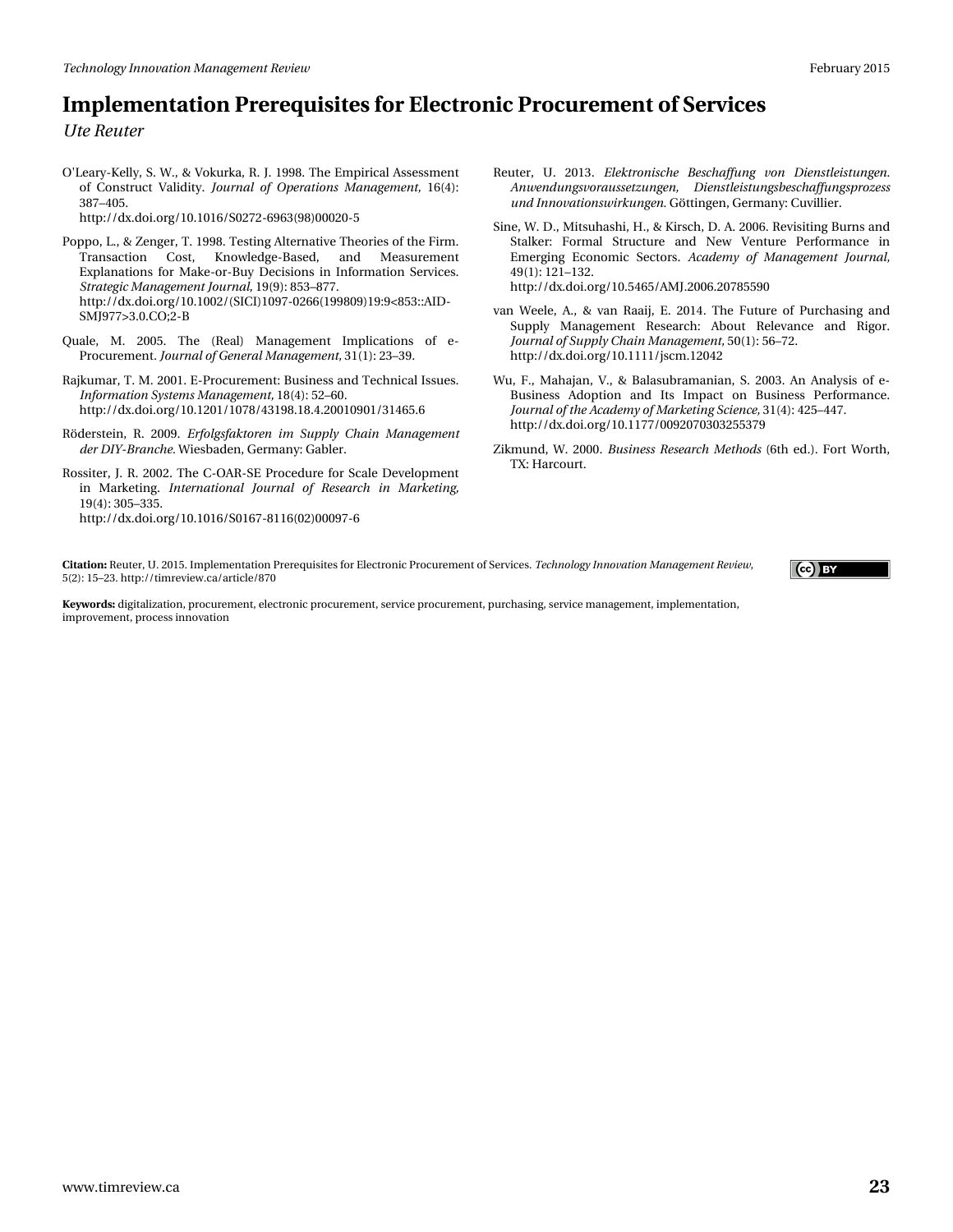O'Leary-Kelly, S. W., & Vokurka, R. J. 1998. The Empirical Assessment of Construct Validity. *Journal of Operations Management,* 16(4): 387–405.
http://dx.doi.org/10.1016/S0272-6963(98)00020-5

Poppo, L., & Zenger, T. 1998. Testing Alternative Theories of the Firm. Transaction Cost, Knowledge-Based, and Measurement Explanations for Make-or-Buy Decisions in Information Services. *Strategic Management Journal,* 19(9): 853–877.
http://dx.doi.org/10.1002/(SICI)1097-0266(199809)19:9<853::AID-SMJ977>3.0.CO;2-B

Quale, M. 2005. The (Real) Management Implications of e-Procurement. *Journal of General Management,* 31(1): 23–39.

Rajkumar, T. M. 2001. E-Procurement: Business and Technical Issues. *Information Systems Management,* 18(4): 52–60.
http://dx.doi.org/10.1201/1078/43198.18.4.20010901/31465.6

Röderstein, R. 2009. *Erfolgsfaktoren im Supply Chain Management der DIY-Branche.* Wiesbaden, Germany: Gabler.

Rossiter, J. R. 2002. The C-OAR-SE Procedure for Scale Development in Marketing. *International Journal of Research in Marketing,* 19(4): 305–335.
http://dx.doi.org/10.1016/S0167-8116(02)00097-6

Reuter, U. 2013. *Elektronische Beschaffung von Dienstleistungen. Anwendungsvoraussetzungen, Dienstleistungsbeschaffungsprozess und Innovationswirkungen.* Göttingen, Germany: Cuvillier.

Sine, W. D., Mitsuhashi, H., & Kirsch, D. A. 2006. Revisiting Burns and Stalker: Formal Structure and New Venture Performance in Emerging Economic Sectors. *Academy of Management Journal,* 49(1): 121–132.
http://dx.doi.org/10.5465/AMJ.2006.20785590

van Weele, A., & van Raaij, E. 2014. The Future of Purchasing and Supply Management Research: About Relevance and Rigor. *Journal of Supply Chain Management,* 50(1): 56–72.
http://dx.doi.org/10.1111/jscm.12042

Wu, F., Mahajan, V., & Balasubramanian, S. 2003. An Analysis of e-Business Adoption and Its Impact on Business Performance. *Journal of the Academy of Marketing Science,* 31(4): 425–447.
http://dx.doi.org/10.1177/0092070303255379

Zikmund, W. 2000. *Business Research Methods* (6th ed.). Fort Worth, TX: Harcourt.

**Citation:** Reuter, U. 2015. Implementation Prerequisites for Electronic Procurement of Services. *Technology Innovation Management Review,* 5(2): 15–23. http://timreview.ca/article/870

**Keywords:** digitalization, procurement, electronic procurement, service procurement, purchasing, service management, implementation, improvement, process innovation